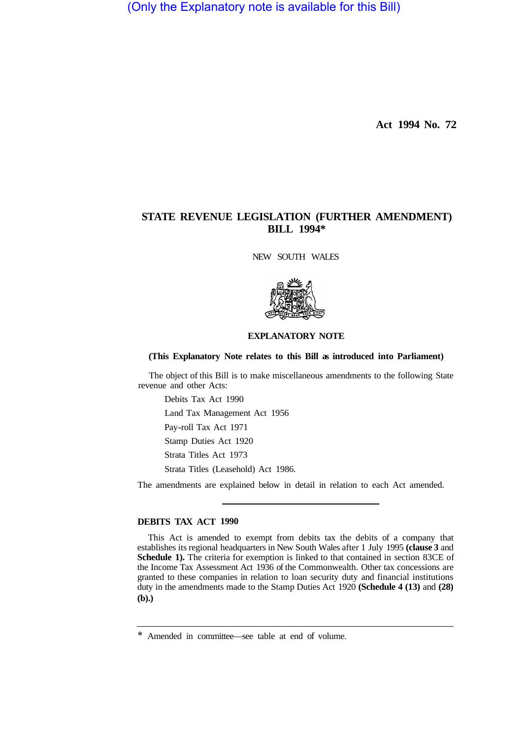(Only the Explanatory note is available for this Bill)

**Act 1994 No. 72**

# STATE REVENUE LEGISLATION (FURTHER AMENDMENT) BILL 1994*

NEW SOUTH WALES

## EXPLANATORY NOTE

**(This Explanatory Note relates to this Bill as introduced into Parliament)**

The object of this Bill is to make miscellaneous amendments to the following State revenue and other Acts:

- Debits Tax Act 1990
- Land Tax Management Act 1956
- Pay-roll Tax Act 1971
- Stamp Duties Act 1920
- Strata Titles Act 1973
- Strata Titles (Leasehold) Act 1986.

The amendments are explained below in detail in relation to each Act amended.

---

### DEBITS TAX ACT 1990

This Act is amended to exempt from debits tax the debits of a company that establishes its regional headquarters in New South Wales after 1 July 1995 **(clause 3** and **Schedule 1).** The criteria for exemption is linked to that contained in section 83CE of the Income Tax Assessment Act 1936 of the Commonwealth. Other tax concessions are granted to these companies in relation to loan security duty and financial institutions duty in the amendments made to the Stamp Duties Act 1920 **(Schedule 4 (13)** and **(28) (b).)**

---

\* Amended in committee—see table at end of volume.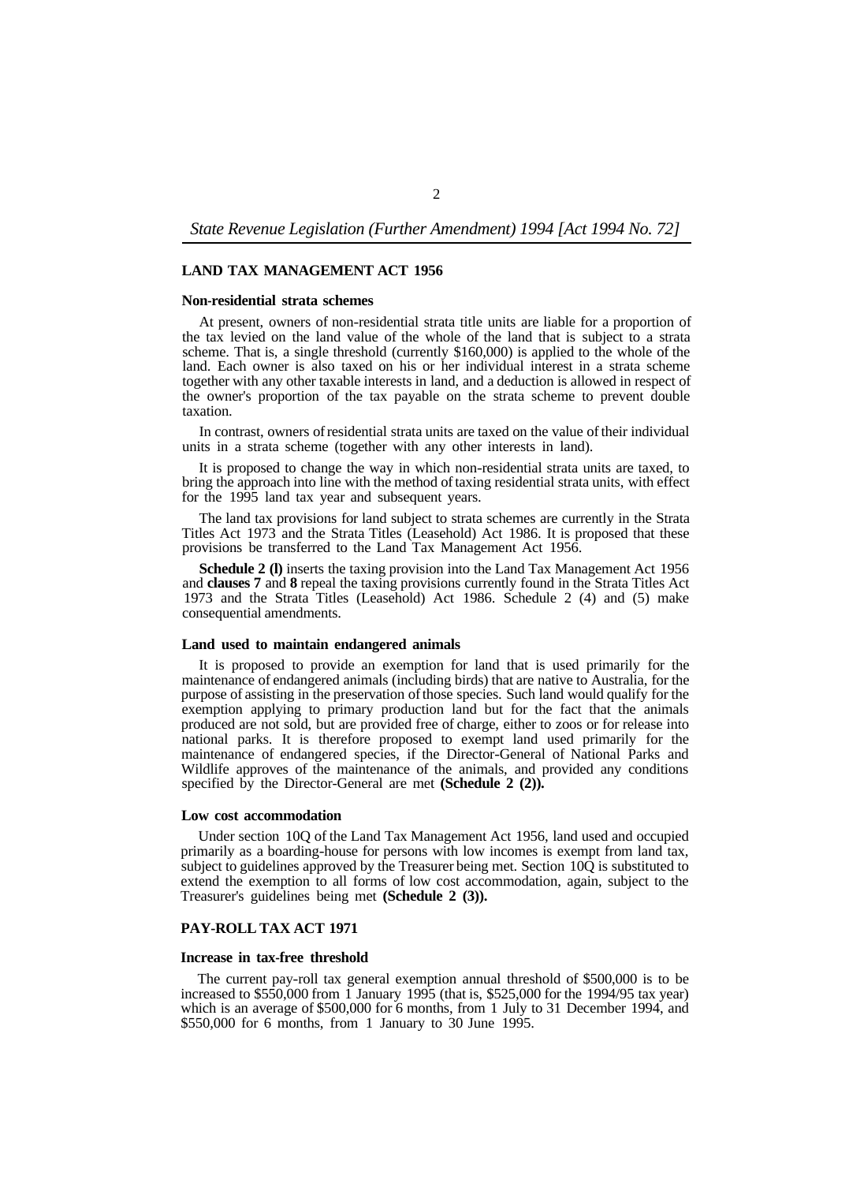## LAND TAX MANAGEMENT ACT 1956

### Non-residential strata schemes

At present, owners of non-residential strata title units are liable for a proportion of the tax levied on the land value of the whole of the land that is subject to a strata scheme. That is, a single threshold (currently $160,000) is applied to the whole of the land. Each owner is also taxed on his or her individual interest in a strata scheme together with any other taxable interests in land, and a deduction is allowed in respect of the owner's proportion of the tax payable on the strata scheme to prevent double taxation.

In contrast, owners of residential strata units are taxed on the value of their individual units in a strata scheme (together with any other interests in land).

It is proposed to change the way in which non-residential strata units are taxed, to bring the approach into line with the method of taxing residential strata units, with effect for the 1995 land tax year and subsequent years.

The land tax provisions for land subject to strata schemes are currently in the Strata Titles Act 1973 and the Strata Titles (Leasehold) Act 1986. It is proposed that these provisions be transferred to the Land Tax Management Act 1956.

**Schedule 2 (l)** inserts the taxing provision into the Land Tax Management Act 1956 and **clauses 7** and **8** repeal the taxing provisions currently found in the Strata Titles Act 1973 and the Strata Titles (Leasehold) Act 1986. Schedule 2 (4) and (5) make consequential amendments.

### Land used to maintain endangered animals

It is proposed to provide an exemption for land that is used primarily for the maintenance of endangered animals (including birds) that are native to Australia, for the purpose of assisting in the preservation of those species. Such land would qualify for the exemption applying to primary production land but for the fact that the animals produced are not sold, but are provided free of charge, either to zoos or for release into national parks. It is therefore proposed to exempt land used primarily for the maintenance of endangered species, if the Director-General of National Parks and Wildlife approves of the maintenance of the animals, and provided any conditions specified by the Director-General are met **(Schedule 2 (2)).**

### Low cost accommodation

Under section 10Q of the Land Tax Management Act 1956, land used and occupied primarily as a boarding-house for persons with low incomes is exempt from land tax, subject to guidelines approved by the Treasurer being met. Section 10Q is substituted to extend the exemption to all forms of low cost accommodation, again, subject to the Treasurer's guidelines being met **(Schedule 2 (3)).**

## PAY-ROLL TAX ACT 1971

### Increase in tax-free threshold

The current pay-roll tax general exemption annual threshold of $500,000 is to be increased to $550,000 from 1 January 1995 (that is, $525,000 for the 1994/95 tax year) which is an average of $500,000 for 6 months, from 1 July to 31 December 1994, and $550,000 for 6 months, from 1 January to 30 June 1995.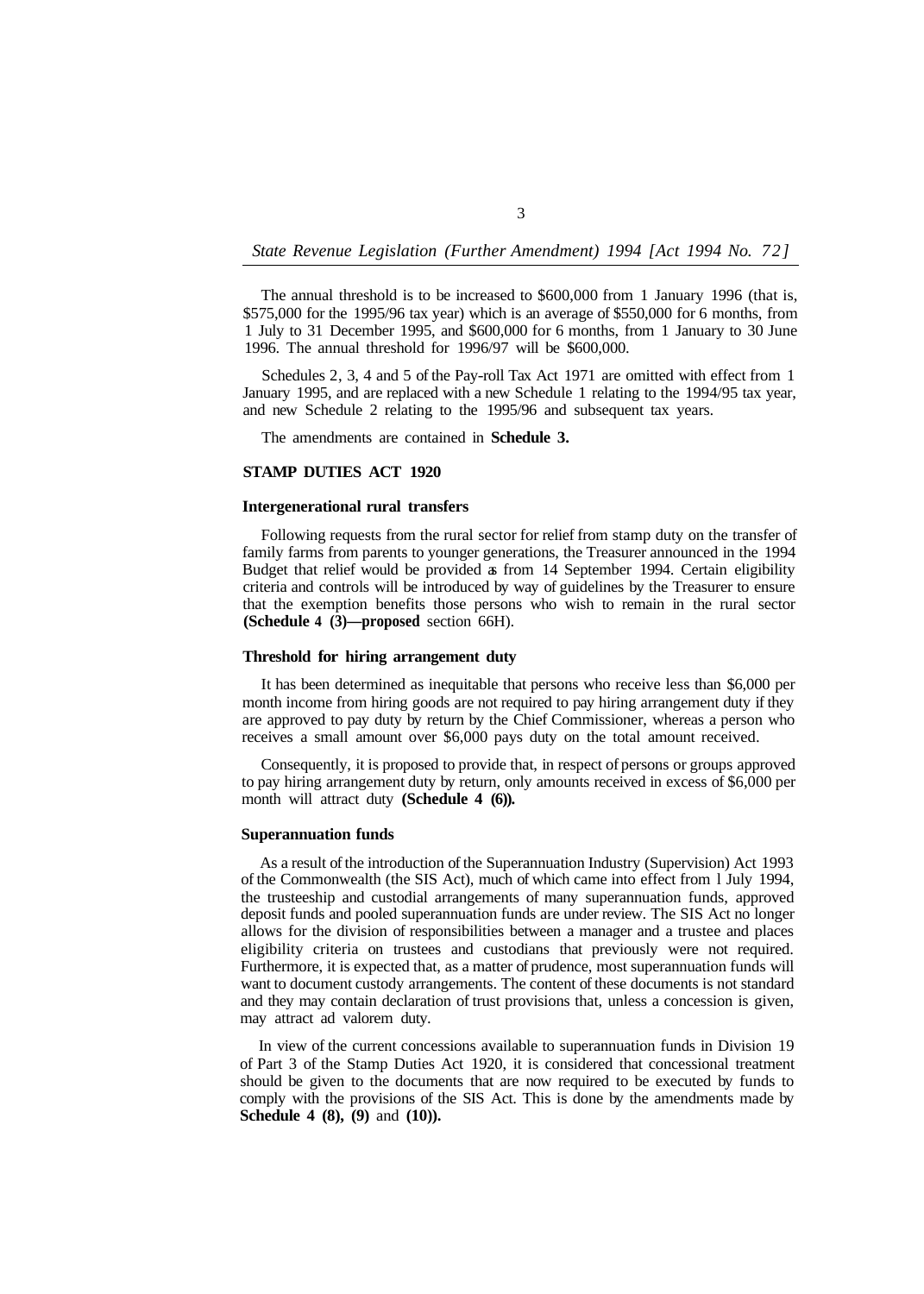The annual threshold is to be increased to $600,000 from 1 January 1996 (that is, $575,000 for the 1995/96 tax year) which is an average of $550,000 for 6 months, from 1 July to 31 December 1995, and $600,000 for 6 months, from 1 January to 30 June 1996. The annual threshold for 1996/97 will be $600,000.

Schedules 2, 3, 4 and 5 of the Pay-roll Tax Act 1971 are omitted with effect from 1 January 1995, and are replaced with a new Schedule 1 relating to the 1994/95 tax year, and new Schedule 2 relating to the 1995/96 and subsequent tax years.

The amendments are contained in **Schedule 3.**

## STAMP DUTIES ACT 1920

### Intergenerational rural transfers

Following requests from the rural sector for relief from stamp duty on the transfer of family farms from parents to younger generations, the Treasurer announced in the 1994 Budget that relief would be provided as from 14 September 1994. Certain eligibility criteria and controls will be introduced by way of guidelines by the Treasurer to ensure that the exemption benefits those persons who wish to remain in the rural sector **(Schedule 4 (3)—proposed** section 66H).

### Threshold for hiring arrangement duty

It has been determined as inequitable that persons who receive less than $6,000 per month income from hiring goods are not required to pay hiring arrangement duty if they are approved to pay duty by return by the Chief Commissioner, whereas a person who receives a small amount over $6,000 pays duty on the total amount received.

Consequently, it is proposed to provide that, in respect of persons or groups approved to pay hiring arrangement duty by return, only amounts received in excess of $6,000 per month will attract duty **(Schedule 4 (6)).**

### Superannuation funds

As a result of the introduction of the Superannuation Industry (Supervision) Act 1993 of the Commonwealth (the SIS Act), much of which came into effect from 1 July 1994, the trusteeship and custodial arrangements of many superannuation funds, approved deposit funds and pooled superannuation funds are under review. The SIS Act no longer allows for the division of responsibilities between a manager and a trustee and places eligibility criteria on trustees and custodians that previously were not required. Furthermore, it is expected that, as a matter of prudence, most superannuation funds will want to document custody arrangements. The content of these documents is not standard and they may contain declaration of trust provisions that, unless a concession is given, may attract ad valorem duty.

In view of the current concessions available to superannuation funds in Division 19 of Part 3 of the Stamp Duties Act 1920, it is considered that concessional treatment should be given to the documents that are now required to be executed by funds to comply with the provisions of the SIS Act. This is done by the amendments made by **Schedule 4 (8), (9)** and **(10)).**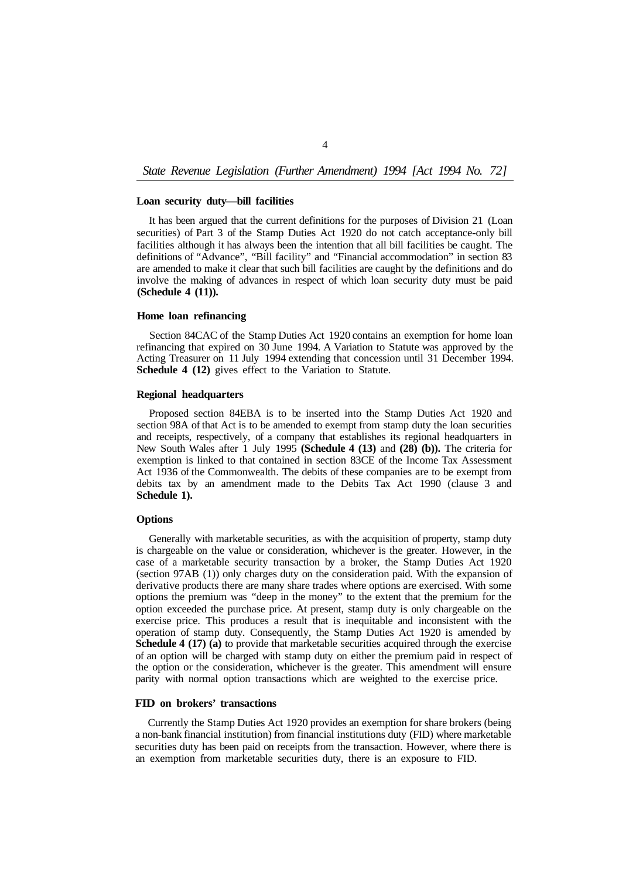### Loan security duty—bill facilities

It has been argued that the current definitions for the purposes of Division 21 (Loan securities) of Part 3 of the Stamp Duties Act 1920 do not catch acceptance-only bill facilities although it has always been the intention that all bill facilities be caught. The definitions of "Advance", "Bill facility" and "Financial accommodation" in section 83 are amended to make it clear that such bill facilities are caught by the definitions and do involve the making of advances in respect of which loan security duty must be paid **(Schedule 4 (11)).**

### Home loan refinancing

Section 84CAC of the Stamp Duties Act 1920 contains an exemption for home loan refinancing that expired on 30 June 1994. A Variation to Statute was approved by the Acting Treasurer on 11 July 1994 extending that concession until 31 December 1994. **Schedule 4 (12)** gives effect to the Variation to Statute.

### Regional headquarters

Proposed section 84EBA is to be inserted into the Stamp Duties Act 1920 and section 98A of that Act is to be amended to exempt from stamp duty the loan securities and receipts, respectively, of a company that establishes its regional headquarters in New South Wales after 1 July 1995 **(Schedule 4 (13)** and **(28) (b)).** The criteria for exemption is linked to that contained in section 83CE of the Income Tax Assessment Act 1936 of the Commonwealth. The debits of these companies are to be exempt from debits tax by an amendment made to the Debits Tax Act 1990 (clause 3 and **Schedule 1).**

### Options

Generally with marketable securities, as with the acquisition of property, stamp duty is chargeable on the value or consideration, whichever is the greater. However, in the case of a marketable security transaction by a broker, the Stamp Duties Act 1920 (section 97AB (1)) only charges duty on the consideration paid. With the expansion of derivative products there are many share trades where options are exercised. With some options the premium was "deep in the money" to the extent that the premium for the option exceeded the purchase price. At present, stamp duty is only chargeable on the exercise price. This produces a result that is inequitable and inconsistent with the operation of stamp duty. Consequently, the Stamp Duties Act 1920 is amended by **Schedule 4 (17) (a)** to provide that marketable securities acquired through the exercise of an option will be charged with stamp duty on either the premium paid in respect of the option or the consideration, whichever is the greater. This amendment will ensure parity with normal option transactions which are weighted to the exercise price.

### FID on brokers' transactions

Currently the Stamp Duties Act 1920 provides an exemption for share brokers (being a non-bank financial institution) from financial institutions duty (FID) where marketable securities duty has been paid on receipts from the transaction. However, where there is an exemption from marketable securities duty, there is an exposure to FID.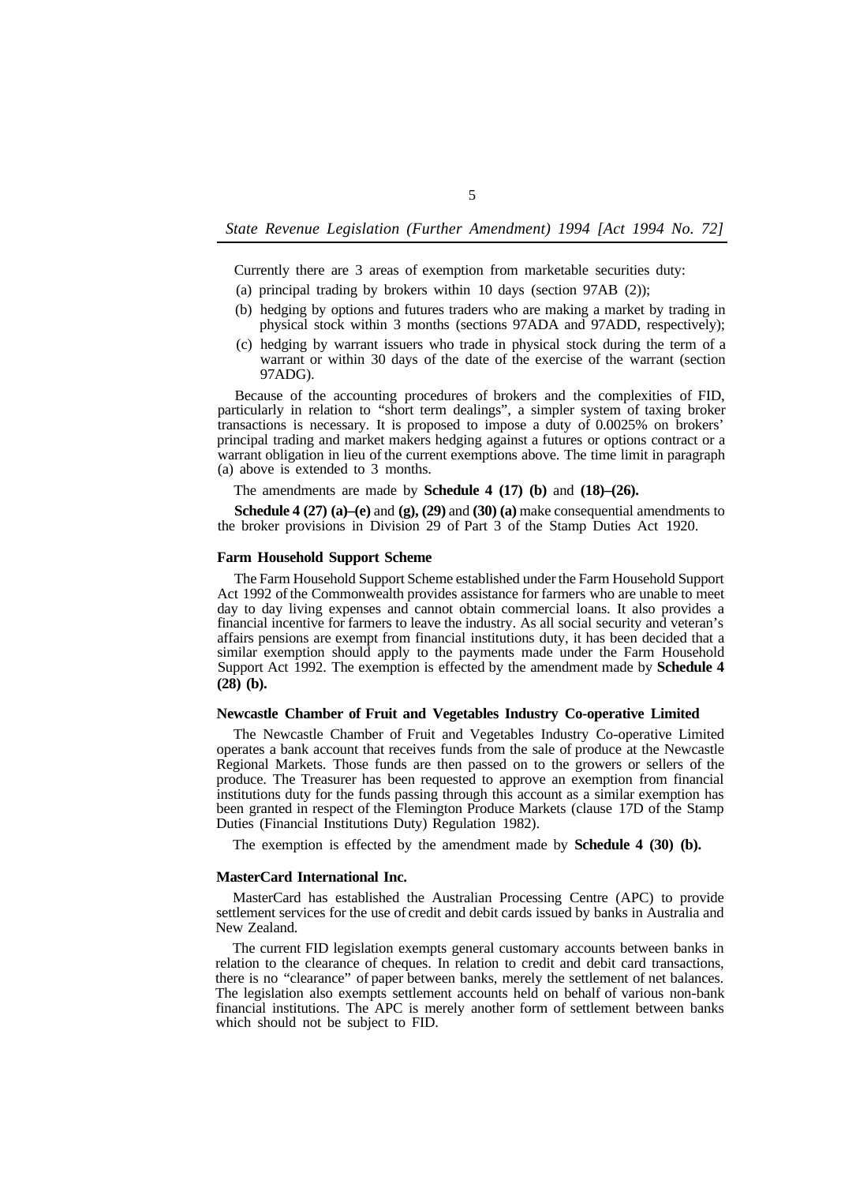Currently there are 3 areas of exemption from marketable securities duty:

(a) principal trading by brokers within 10 days (section 97AB (2));

(b) hedging by options and futures traders who are making a market by trading in physical stock within 3 months (sections 97ADA and 97ADD, respectively);

(c) hedging by warrant issuers who trade in physical stock during the term of a warrant or within 30 days of the date of the exercise of the warrant (section 97ADG).

Because of the accounting procedures of brokers and the complexities of FID, particularly in relation to "short term dealings", a simpler system of taxing broker transactions is necessary. It is proposed to impose a duty of 0.0025% on brokers' principal trading and market makers hedging against a futures or options contract or a warrant obligation in lieu of the current exemptions above. The time limit in paragraph (a) above is extended to 3 months.

The amendments are made by **Schedule 4 (17) (b)** and **(18)–(26).**

**Schedule 4 (27) (a)–(e)** and **(g), (29)** and **(30) (a)** make consequential amendments to the broker provisions in Division 29 of Part 3 of the Stamp Duties Act 1920.

**Farm Household Support Scheme**

The Farm Household Support Scheme established under the Farm Household Support Act 1992 of the Commonwealth provides assistance for farmers who are unable to meet day to day living expenses and cannot obtain commercial loans. It also provides a financial incentive for farmers to leave the industry. As all social security and veteran's affairs pensions are exempt from financial institutions duty, it has been decided that a similar exemption should apply to the payments made under the Farm Household Support Act 1992. The exemption is effected by the amendment made by **Schedule 4 (28) (b).**

**Newcastle Chamber of Fruit and Vegetables Industry Co-operative Limited**

The Newcastle Chamber of Fruit and Vegetables Industry Co-operative Limited operates a bank account that receives funds from the sale of produce at the Newcastle Regional Markets. Those funds are then passed on to the growers or sellers of the produce. The Treasurer has been requested to approve an exemption from financial institutions duty for the funds passing through this account as a similar exemption has been granted in respect of the Flemington Produce Markets (clause 17D of the Stamp Duties (Financial Institutions Duty) Regulation 1982).

The exemption is effected by the amendment made by **Schedule 4 (30) (b).**

**MasterCard International Inc.**

MasterCard has established the Australian Processing Centre (APC) to provide settlement services for the use of credit and debit cards issued by banks in Australia and New Zealand.

The current FID legislation exempts general customary accounts between banks in relation to the clearance of cheques. In relation to credit and debit card transactions, there is no "clearance" of paper between banks, merely the settlement of net balances. The legislation also exempts settlement accounts held on behalf of various non-bank financial institutions. The APC is merely another form of settlement between banks which should not be subject to FID.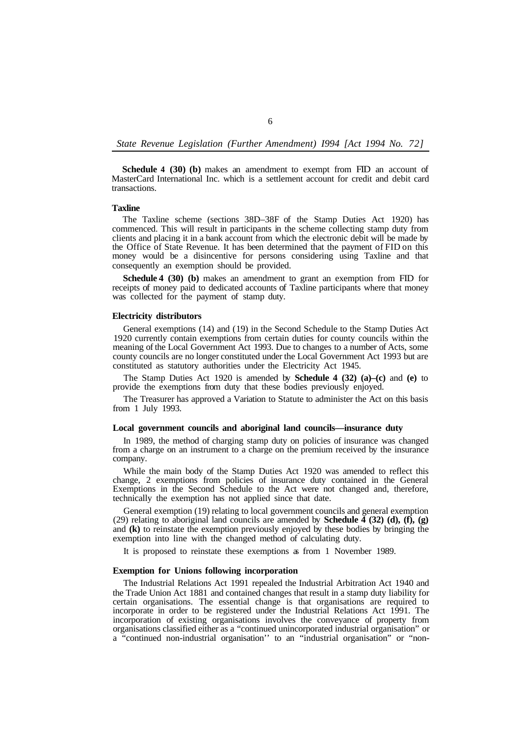**Schedule 4 (30) (b)** makes an amendment to exempt from FID an account of MasterCard International Inc. which is a settlement account for credit and debit card transactions.

#### Taxline

The Taxline scheme (sections 38D–38F of the Stamp Duties Act 1920) has commenced. This will result in participants in the scheme collecting stamp duty from clients and placing it in a bank account from which the electronic debit will be made by the Office of State Revenue. It has been determined that the payment of FID on this money would be a disincentive for persons considering using Taxline and that consequently an exemption should be provided.

**Schedule 4 (30) (b)** makes an amendment to grant an exemption from FID for receipts of money paid to dedicated accounts of Taxline participants where that money was collected for the payment of stamp duty.

#### Electricity distributors

General exemptions (14) and (19) in the Second Schedule to the Stamp Duties Act 1920 currently contain exemptions from certain duties for county councils within the meaning of the Local Government Act 1993. Due to changes to a number of Acts, some county councils are no longer constituted under the Local Government Act 1993 but are constituted as statutory authorities under the Electricity Act 1945.

The Stamp Duties Act 1920 is amended by **Schedule 4 (32) (a)–(c)** and **(e)** to provide the exemptions from duty that these bodies previously enjoyed.

The Treasurer has approved a Variation to Statute to administer the Act on this basis from 1 July 1993.

#### Local government councils and aboriginal land councils—insurance duty

In 1989, the method of charging stamp duty on policies of insurance was changed from a charge on an instrument to a charge on the premium received by the insurance company.

While the main body of the Stamp Duties Act 1920 was amended to reflect this change, 2 exemptions from policies of insurance duty contained in the General Exemptions in the Second Schedule to the Act were not changed and, therefore, technically the exemption has not applied since that date.

General exemption (19) relating to local government councils and general exemption (29) relating to aboriginal land councils are amended by **Schedule 4 (32) (d), (f), (g)** and **(k)** to reinstate the exemption previously enjoyed by these bodies by bringing the exemption into line with the changed method of calculating duty.

It is proposed to reinstate these exemptions as from 1 November 1989.

#### Exemption for Unions following incorporation

The Industrial Relations Act 1991 repealed the Industrial Arbitration Act 1940 and the Trade Union Act 1881 and contained changes that result in a stamp duty liability for certain organisations. The essential change is that organisations are required to incorporate in order to be registered under the Industrial Relations Act 1991. The incorporation of existing organisations involves the conveyance of property from organisations classified either as a "continued unincorporated industrial organisation" or a "continued non-industrial organisation" to an "industrial organisation" or "non-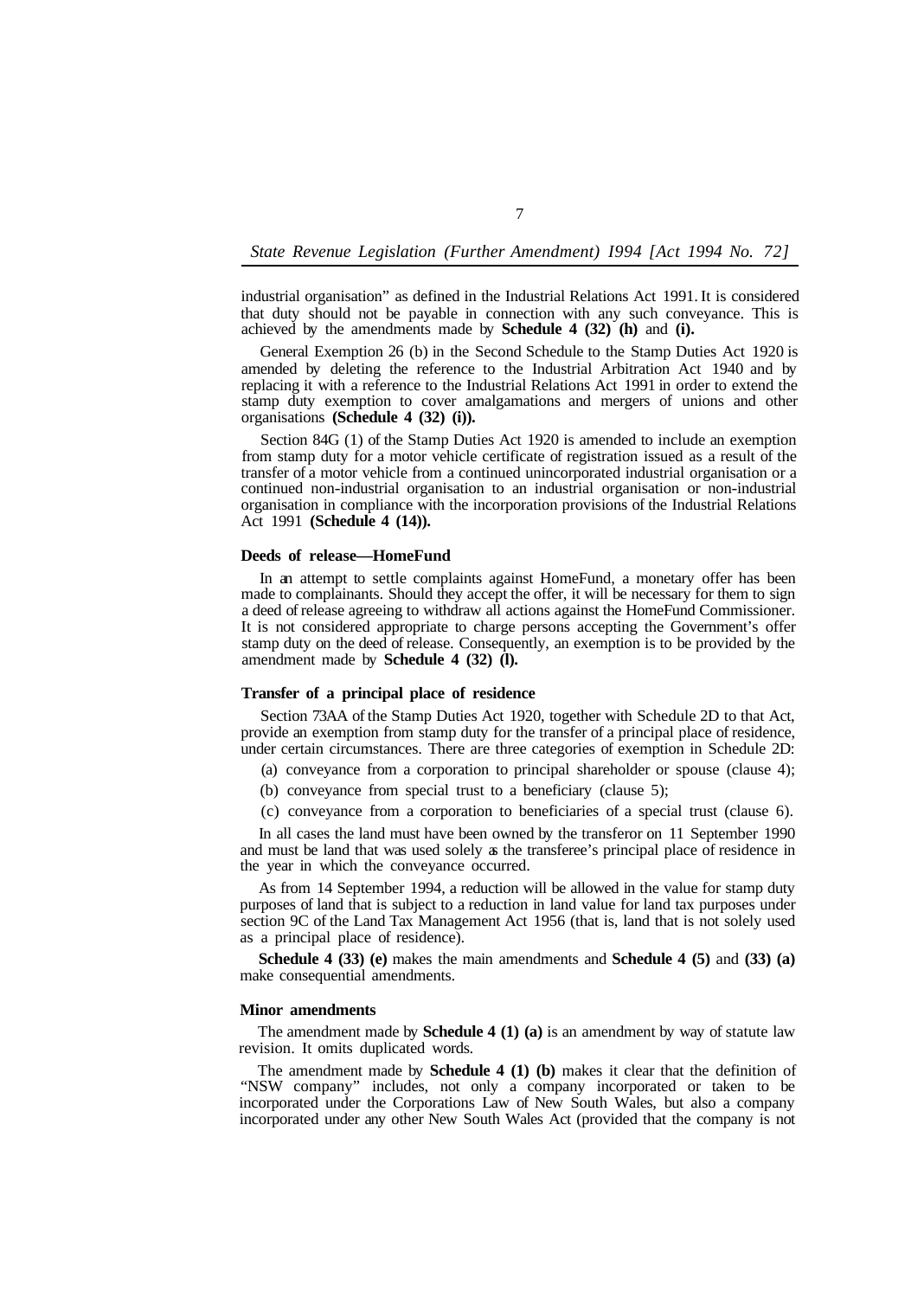industrial organisation" as defined in the Industrial Relations Act 1991. It is considered that duty should not be payable in connection with any such conveyance. This is achieved by the amendments made by **Schedule 4 (32) (h)** and **(i).**

General Exemption 26 (b) in the Second Schedule to the Stamp Duties Act 1920 is amended by deleting the reference to the Industrial Arbitration Act 1940 and by replacing it with a reference to the Industrial Relations Act 1991 in order to extend the stamp duty exemption to cover amalgamations and mergers of unions and other organisations **(Schedule 4 (32) (i)).**

Section 84G (1) of the Stamp Duties Act 1920 is amended to include an exemption from stamp duty for a motor vehicle certificate of registration issued as a result of the transfer of a motor vehicle from a continued unincorporated industrial organisation or a continued non-industrial organisation to an industrial organisation or non-industrial organisation in compliance with the incorporation provisions of the Industrial Relations Act 1991 **(Schedule 4 (14)).**

**Deeds of release—HomeFund**

In an attempt to settle complaints against HomeFund, a monetary offer has been made to complainants. Should they accept the offer, it will be necessary for them to sign a deed of release agreeing to withdraw all actions against the HomeFund Commissioner. It is not considered appropriate to charge persons accepting the Government's offer stamp duty on the deed of release. Consequently, an exemption is to be provided by the amendment made by **Schedule 4 (32) (l).**

**Transfer of a principal place of residence**

Section 73AA of the Stamp Duties Act 1920, together with Schedule 2D to that Act, provide an exemption from stamp duty for the transfer of a principal place of residence, under certain circumstances. There are three categories of exemption in Schedule 2D:

(a) conveyance from a corporation to principal shareholder or spouse (clause 4);

(b) conveyance from special trust to a beneficiary (clause 5);

(c) conveyance from a corporation to beneficiaries of a special trust (clause 6).

In all cases the land must have been owned by the transferor on 11 September 1990 and must be land that was used solely as the transferee's principal place of residence in the year in which the conveyance occurred.

As from 14 September 1994, a reduction will be allowed in the value for stamp duty purposes of land that is subject to a reduction in land value for land tax purposes under section 9C of the Land Tax Management Act 1956 (that is, land that is not solely used as a principal place of residence).

**Schedule 4 (33) (e)** makes the main amendments and **Schedule 4 (5)** and **(33) (a)** make consequential amendments.

**Minor amendments**

The amendment made by **Schedule 4 (1) (a)** is an amendment by way of statute law revision. It omits duplicated words.

The amendment made by **Schedule 4 (1) (b)** makes it clear that the definition of "NSW company" includes, not only a company incorporated or taken to be incorporated under the Corporations Law of New South Wales, but also a company incorporated under any other New South Wales Act (provided that the company is not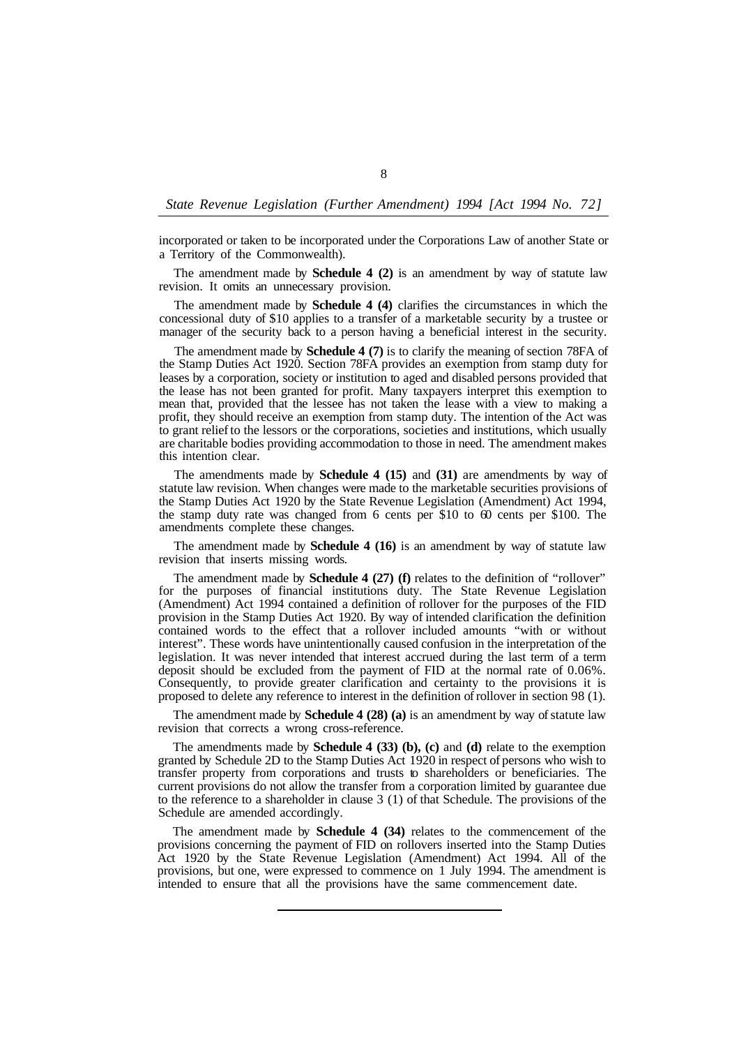incorporated or taken to be incorporated under the Corporations Law of another State or a Territory of the Commonwealth).

The amendment made by **Schedule 4 (2)** is an amendment by way of statute law revision. It omits an unnecessary provision.

The amendment made by **Schedule 4 (4)** clarifies the circumstances in which the concessional duty of $10 applies to a transfer of a marketable security by a trustee or manager of the security back to a person having a beneficial interest in the security.

The amendment made by **Schedule 4 (7)** is to clarify the meaning of section 78FA of the Stamp Duties Act 1920. Section 78FA provides an exemption from stamp duty for leases by a corporation, society or institution to aged and disabled persons provided that the lease has not been granted for profit. Many taxpayers interpret this exemption to mean that, provided that the lessee has not taken the lease with a view to making a profit, they should receive an exemption from stamp duty. The intention of the Act was to grant relief to the lessors or the corporations, societies and institutions, which usually are charitable bodies providing accommodation to those in need. The amendment makes this intention clear.

The amendments made by **Schedule 4 (15)** and **(31)** are amendments by way of statute law revision. When changes were made to the marketable securities provisions of the Stamp Duties Act 1920 by the State Revenue Legislation (Amendment) Act 1994, the stamp duty rate was changed from 6 cents per $10 to 60 cents per $100. The amendments complete these changes.

The amendment made by **Schedule 4 (16)** is an amendment by way of statute law revision that inserts missing words.

The amendment made by **Schedule 4 (27) (f)** relates to the definition of "rollover" for the purposes of financial institutions duty. The State Revenue Legislation (Amendment) Act 1994 contained a definition of rollover for the purposes of the FID provision in the Stamp Duties Act 1920. By way of intended clarification the definition contained words to the effect that a rollover included amounts "with or without interest". These words have unintentionally caused confusion in the interpretation of the legislation. It was never intended that interest accrued during the last term of a term deposit should be excluded from the payment of FID at the normal rate of 0.06%. Consequently, to provide greater clarification and certainty to the provisions it is proposed to delete any reference to interest in the definition of rollover in section 98 (1).

The amendment made by **Schedule 4 (28) (a)** is an amendment by way of statute law revision that corrects a wrong cross-reference.

The amendments made by **Schedule 4 (33) (b), (c)** and **(d)** relate to the exemption granted by Schedule 2D to the Stamp Duties Act 1920 in respect of persons who wish to transfer property from corporations and trusts to shareholders or beneficiaries. The current provisions do not allow the transfer from a corporation limited by guarantee due to the reference to a shareholder in clause 3 (1) of that Schedule. The provisions of the Schedule are amended accordingly.

The amendment made by **Schedule 4 (34)** relates to the commencement of the provisions concerning the payment of FID on rollovers inserted into the Stamp Duties Act 1920 by the State Revenue Legislation (Amendment) Act 1994. All of the provisions, but one, were expressed to commence on 1 July 1994. The amendment is intended to ensure that all the provisions have the same commencement date.